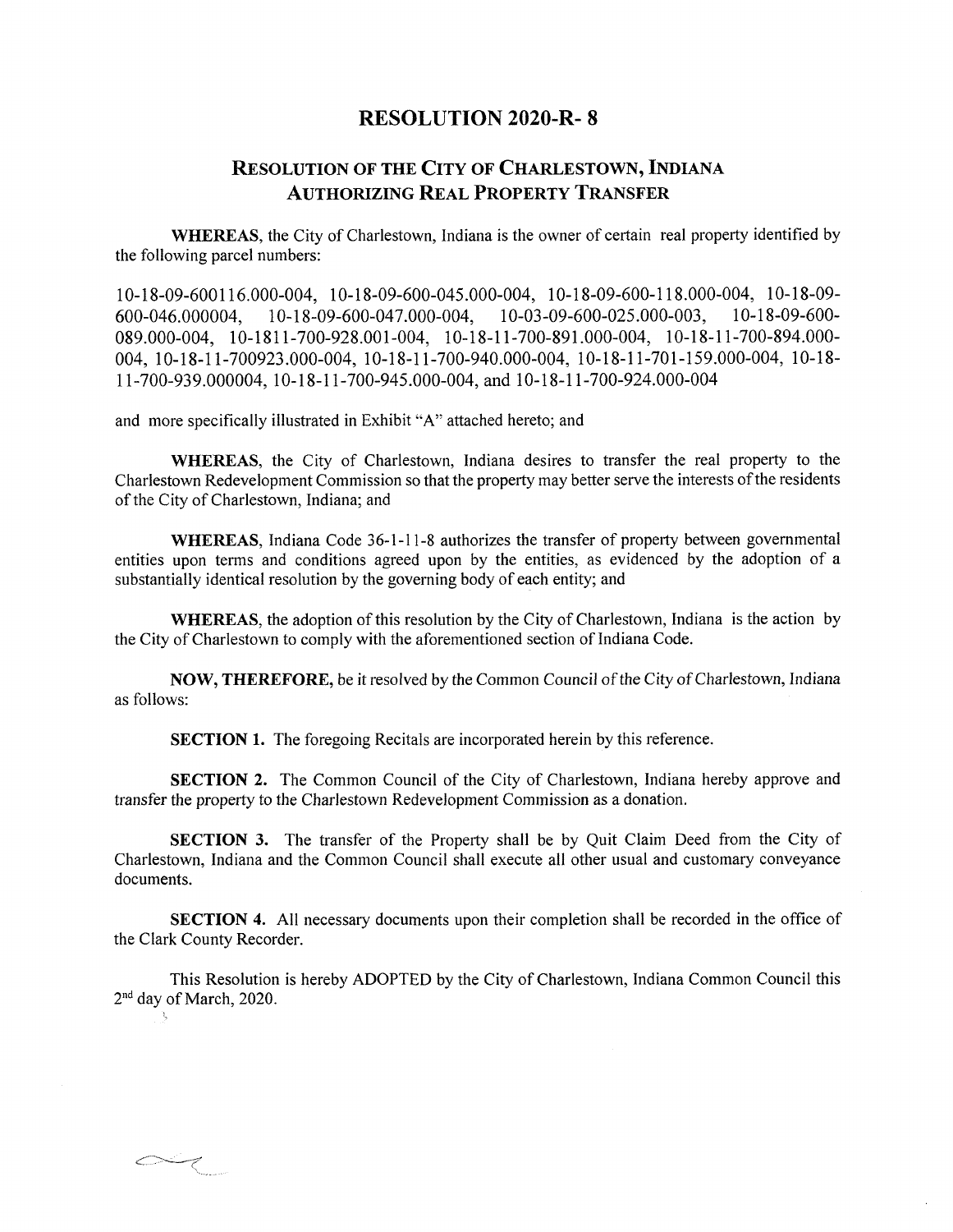# RESOLUTION 2020-R- 8

## RESOLUTION OF THE CITY OF CHARLESTOWN, INDIANA AUTHORIZING REAL PROPERTY TRANSFER

**WHEREAS**, the City of Charlestown, Indiana is the owner of certain real property identified by the following parcel numbers:

10-18-09-600116.000-004, 10-18-09-600-045.000-004, 10-18-09-600-118.000-004, 10-18-09-600-046.000004, 10-18-09-600-047.000-004, 10-03-09-600-025.000-003, 10-18-09-600-089.000-004, 10-1811-700-928.001-004, 10-18-11-700-891.000-004, 10-18-11-700-894.000-004, 10-18-11-700923.000-004, 10-18-11-700-940.000-004, 10-18-11-701-159.000-004, 10-18-11-700-939.000004, 10-18-11-700-945.000-004, and 10-18-11-700-924.000-004

and more specifically illustrated in Exhibit "A" attached hereto; and

**WHEREAS**, the City of Charlestown, Indiana desires to transfer the real property to the Charlestown Redevelopment Commission so that the property may better serve the interests of the residents of the City of Charlestown, Indiana; and

**WHEREAS**, Indiana Code 36-1-11-8 authorizes the transfer of property between governmental entities upon terms and conditions agreed upon by the entities, as evidenced by the adoption of a substantially identical resolution by the governing body of each entity; and

**WHEREAS**, the adoption of this resolution by the City of Charlestown, Indiana is the action by the City of Charlestown to comply with the aforementioned section of Indiana Code.

**NOW, THEREFORE,** be it resolved by the Common Council of the City of Charlestown, Indiana as follows:

**SECTION 1.** The foregoing Recitals are incorporated herein by this reference.

**SECTION 2.** The Common Council of the City of Charlestown, Indiana hereby approve and transfer the property to the Charlestown Redevelopment Commission as a donation.

**SECTION 3.** The transfer of the Property shall be by Quit Claim Deed from the City of Charlestown, Indiana and the Common Council shall execute all other usual and customary conveyance documents.

**SECTION 4.** All necessary documents upon their completion shall be recorded in the office of the Clark County Recorder.

This Resolution is hereby ADOPTED by the City of Charlestown, Indiana Common Council this 2nd day of March, 2020.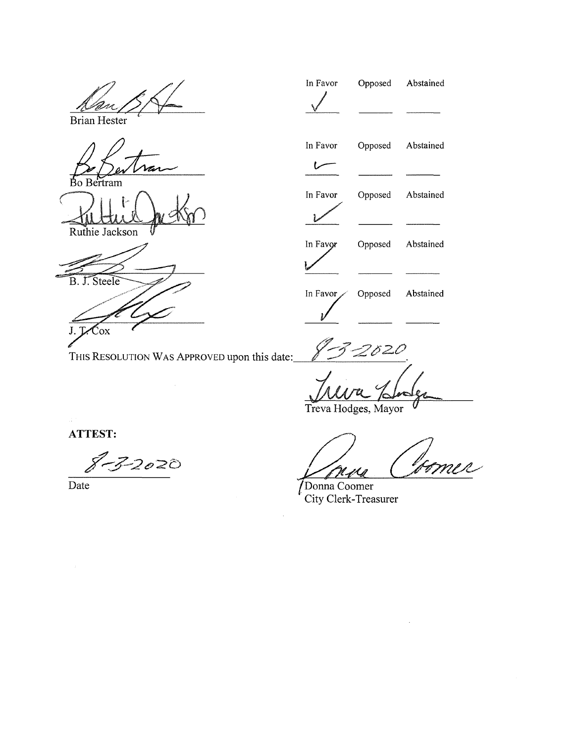| | In Favor | Opposed | Abstained |
|---|---|---|---|
| Brian Hester | ✓ | | |
| Bo Bertram | ✓ | | |
| Ruthie Jackson | ✓ | | |
| B. J. Steele | ✓ | | |
| J. T. Cox | ✓ | | |

THIS RESOLUTION WAS APPROVED upon this date: 8-3-2020.

Treva Hodges, Mayor

**ATTEST:**

8-3-2020

Date

Donna Coomer
City Clerk-Treasurer